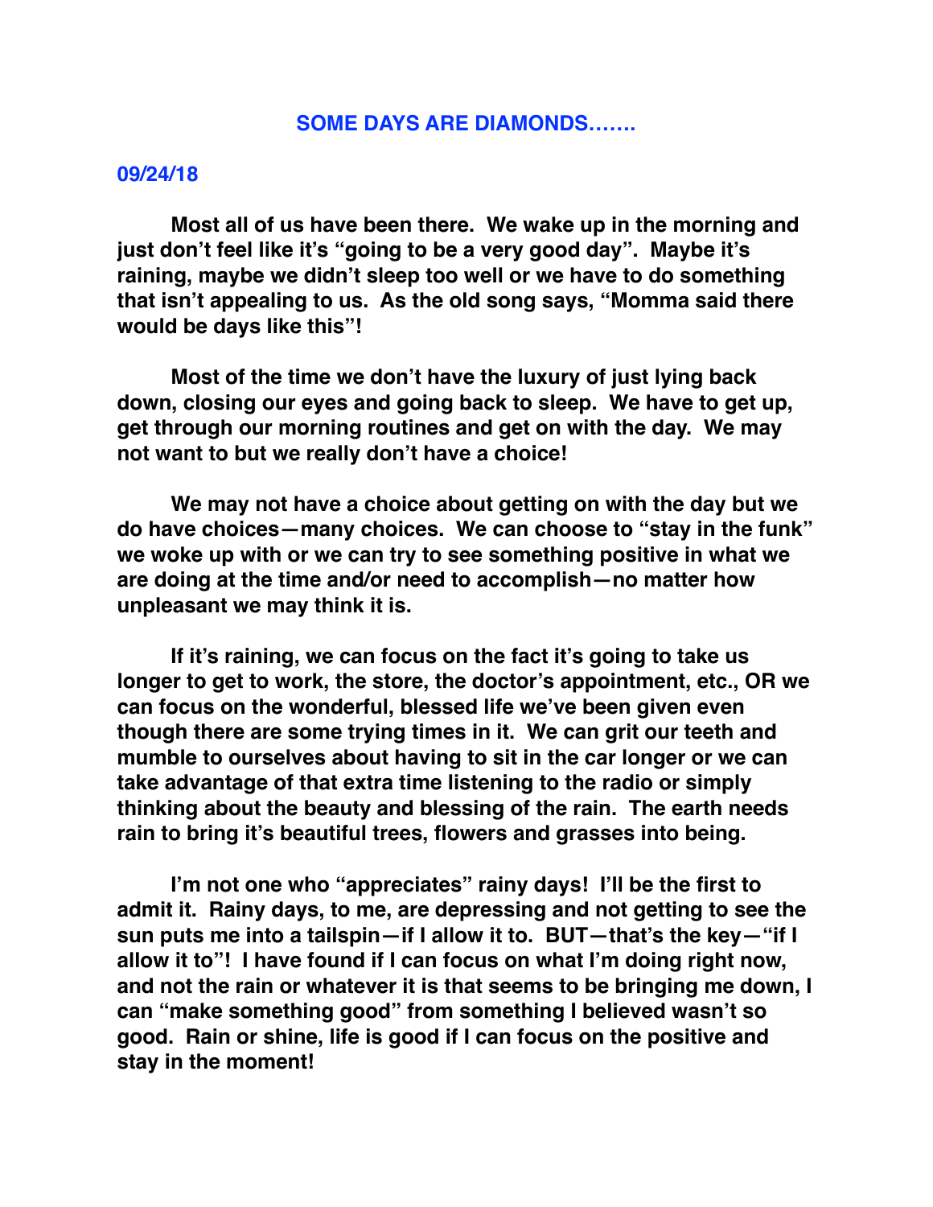# SOME DAYS ARE DIAMONDS…….

**09/24/18**

**Most all of us have been there. We wake up in the morning and just don't feel like it's "going to be a very good day". Maybe it's raining, maybe we didn't sleep too well or we have to do something that isn't appealing to us. As the old song says, "Momma said there would be days like this"!**

**Most of the time we don't have the luxury of just lying back down, closing our eyes and going back to sleep. We have to get up, get through our morning routines and get on with the day. We may not want to but we really don't have a choice!**

**We may not have a choice about getting on with the day but we do have choices—many choices. We can choose to "stay in the funk" we woke up with or we can try to see something positive in what we are doing at the time and/or need to accomplish—no matter how unpleasant we may think it is.**

**If it's raining, we can focus on the fact it's going to take us longer to get to work, the store, the doctor's appointment, etc., OR we can focus on the wonderful, blessed life we've been given even though there are some trying times in it. We can grit our teeth and mumble to ourselves about having to sit in the car longer or we can take advantage of that extra time listening to the radio or simply thinking about the beauty and blessing of the rain. The earth needs rain to bring it's beautiful trees, flowers and grasses into being.**

**I'm not one who "appreciates" rainy days! I'll be the first to admit it. Rainy days, to me, are depressing and not getting to see the sun puts me into a tailspin—if I allow it to. BUT—that's the key—"if I allow it to"! I have found if I can focus on what I'm doing right now, and not the rain or whatever it is that seems to be bringing me down, I can "make something good" from something I believed wasn't so good. Rain or shine, life is good if I can focus on the positive and stay in the moment!**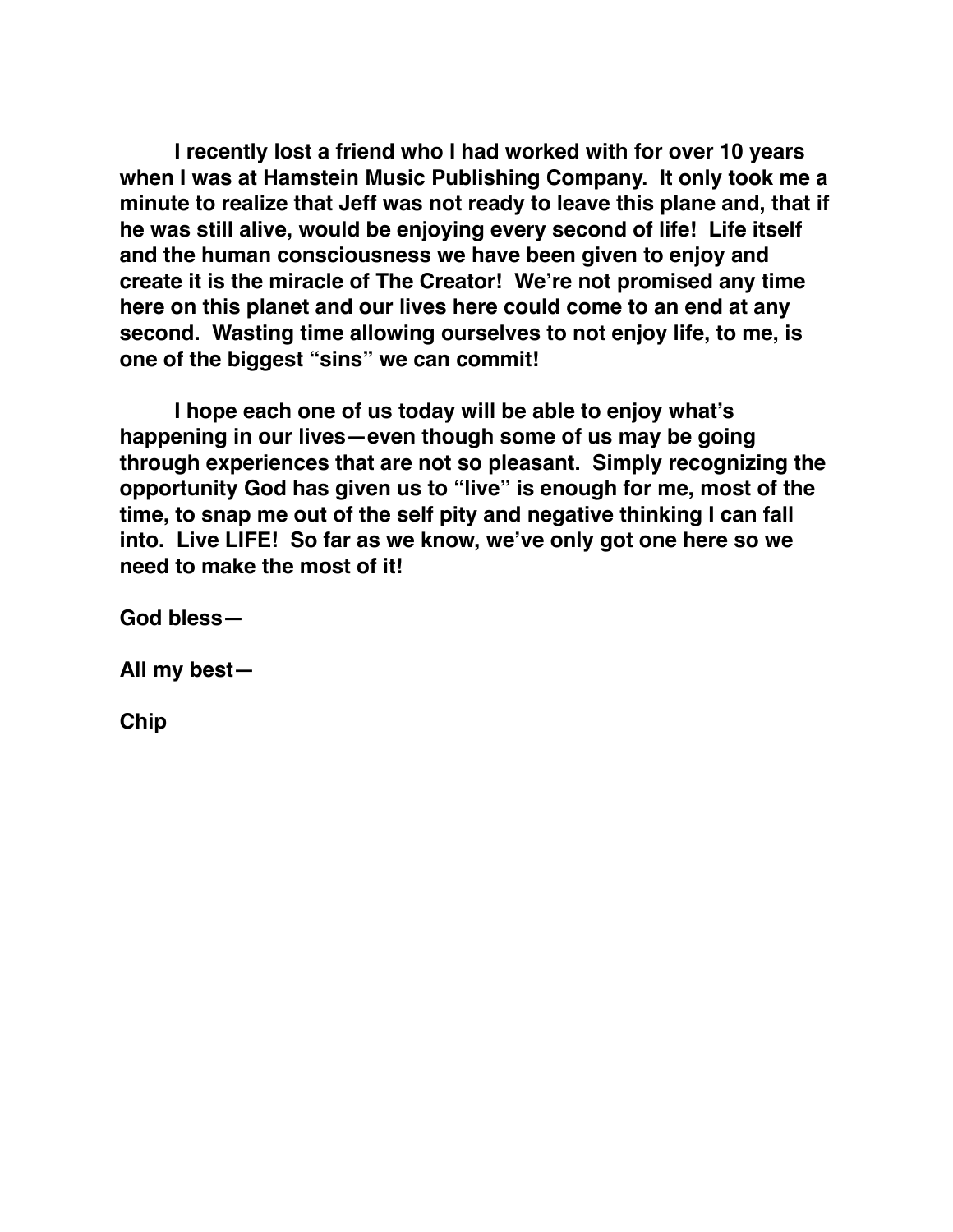**I recently lost a friend who I had worked with for over 10 years when I was at Hamstein Music Publishing Company. It only took me a minute to realize that Jeff was not ready to leave this plane and, that if he was still alive, would be enjoying every second of life! Life itself and the human consciousness we have been given to enjoy and create it is the miracle of The Creator! We're not promised any time here on this planet and our lives here could come to an end at any second. Wasting time allowing ourselves to not enjoy life, to me, is one of the biggest "sins" we can commit!**

**I hope each one of us today will be able to enjoy what's happening in our lives—even though some of us may be going through experiences that are not so pleasant. Simply recognizing the opportunity God has given us to "live" is enough for me, most of the time, to snap me out of the self pity and negative thinking I can fall into. Live LIFE! So far as we know, we've only got one here so we need to make the most of it!**

**God bless—**

**All my best—**

**Chip**